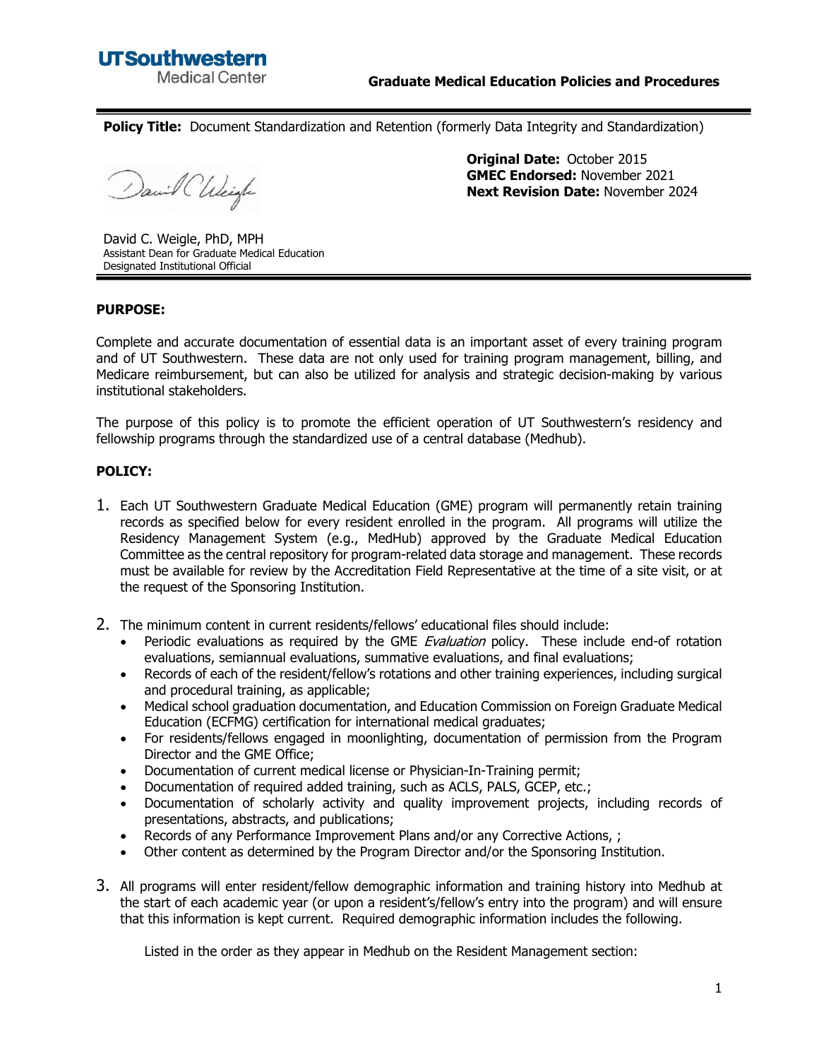**UTSouthwestern** Medical Center

**Graduate Medical Education Policies and Procedures**

---

**Policy Title:** Document Standardization and Retention (formerly Data Integrity and Standardization)

**Original Date:** October 2015
**GMEC Endorsed:** November 2021
**Next Revision Date:** November 2024

David C. Weigle, PhD, MPH
Assistant Dean for Graduate Medical Education
Designated Institutional Official

---

**PURPOSE:**

Complete and accurate documentation of essential data is an important asset of every training program and of UT Southwestern. These data are not only used for training program management, billing, and Medicare reimbursement, but can also be utilized for analysis and strategic decision-making by various institutional stakeholders.

The purpose of this policy is to promote the efficient operation of UT Southwestern's residency and fellowship programs through the standardized use of a central database (Medhub).

**POLICY:**

1. Each UT Southwestern Graduate Medical Education (GME) program will permanently retain training records as specified below for every resident enrolled in the program. All programs will utilize the Residency Management System (e.g., MedHub) approved by the Graduate Medical Education Committee as the central repository for program-related data storage and management. These records must be available for review by the Accreditation Field Representative at the time of a site visit, or at the request of the Sponsoring Institution.

2. The minimum content in current residents/fellows' educational files should include:
   - Periodic evaluations as required by the GME *Evaluation* policy. These include end-of rotation evaluations, semiannual evaluations, summative evaluations, and final evaluations;
   - Records of each of the resident/fellow's rotations and other training experiences, including surgical and procedural training, as applicable;
   - Medical school graduation documentation, and Education Commission on Foreign Graduate Medical Education (ECFMG) certification for international medical graduates;
   - For residents/fellows engaged in moonlighting, documentation of permission from the Program Director and the GME Office;
   - Documentation of current medical license or Physician-In-Training permit;
   - Documentation of required added training, such as ACLS, PALS, GCEP, etc.;
   - Documentation of scholarly activity and quality improvement projects, including records of presentations, abstracts, and publications;
   - Records of any Performance Improvement Plans and/or any Corrective Actions, ;
   - Other content as determined by the Program Director and/or the Sponsoring Institution.

3. All programs will enter resident/fellow demographic information and training history into Medhub at the start of each academic year (or upon a resident's/fellow's entry into the program) and will ensure that this information is kept current. Required demographic information includes the following.

   Listed in the order as they appear in Medhub on the Resident Management section: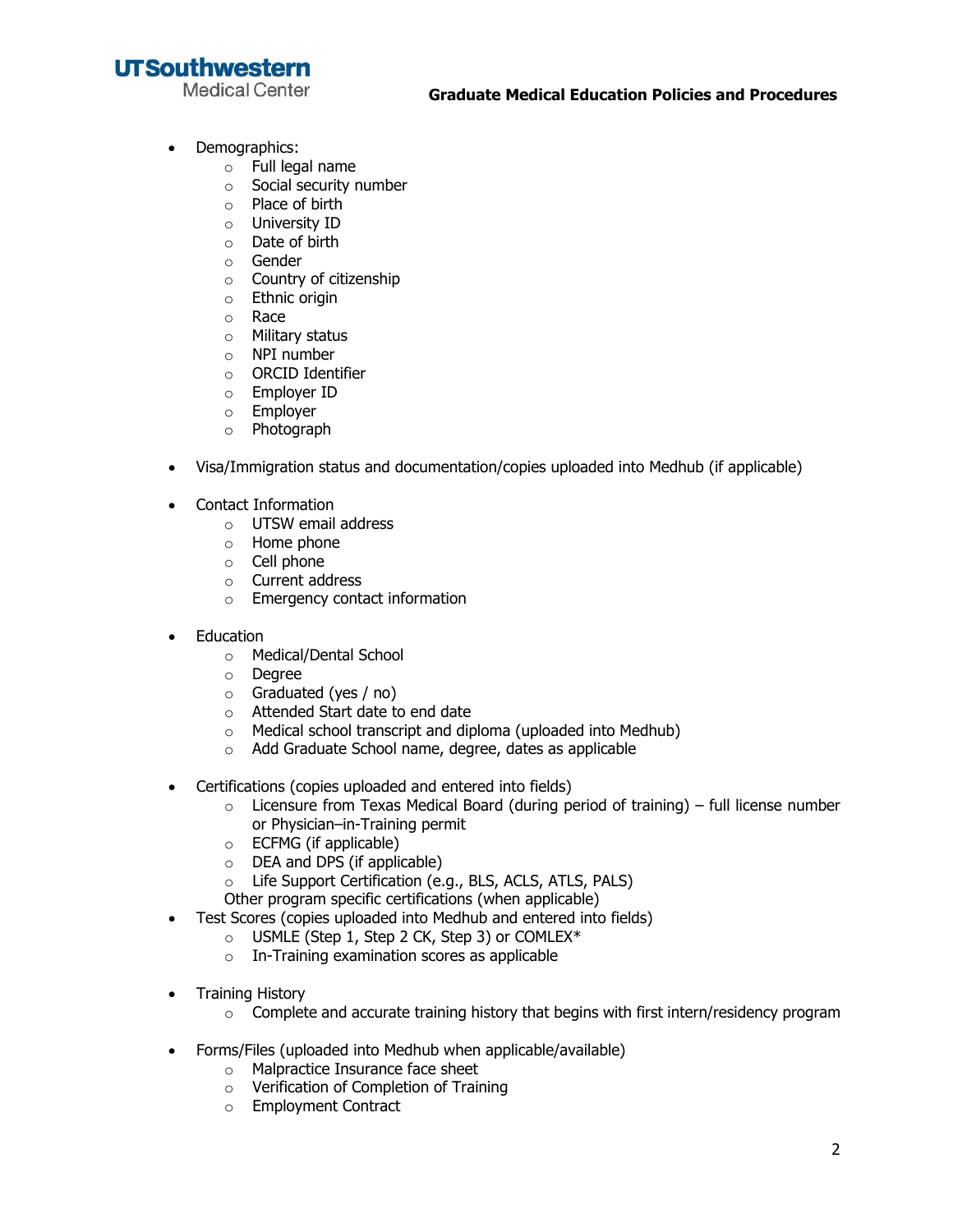- Demographics:
  - Full legal name
  - Social security number
  - Place of birth
  - University ID
  - Date of birth
  - Gender
  - Country of citizenship
  - Ethnic origin
  - Race
  - Military status
  - NPI number
  - ORCID Identifier
  - Employer ID
  - Employer
  - Photograph

- Visa/Immigration status and documentation/copies uploaded into Medhub (if applicable)

- Contact Information
  - UTSW email address
  - Home phone
  - Cell phone
  - Current address
  - Emergency contact information

- Education
  - Medical/Dental School
  - Degree
  - Graduated (yes / no)
  - Attended Start date to end date
  - Medical school transcript and diploma (uploaded into Medhub)
  - Add Graduate School name, degree, dates as applicable

- Certifications (copies uploaded and entered into fields)
  - Licensure from Texas Medical Board (during period of training) – full license number or Physician–in-Training permit
  - ECFMG (if applicable)
  - DEA and DPS (if applicable)
  - Life Support Certification (e.g., BLS, ACLS, ATLS, PALS)

  Other program specific certifications (when applicable)
- Test Scores (copies uploaded into Medhub and entered into fields)
  - USMLE (Step 1, Step 2 CK, Step 3) or COMLEX*
  - In-Training examination scores as applicable

- Training History
  - Complete and accurate training history that begins with first intern/residency program

- Forms/Files (uploaded into Medhub when applicable/available)
  - Malpractice Insurance face sheet
  - Verification of Completion of Training
  - Employment Contract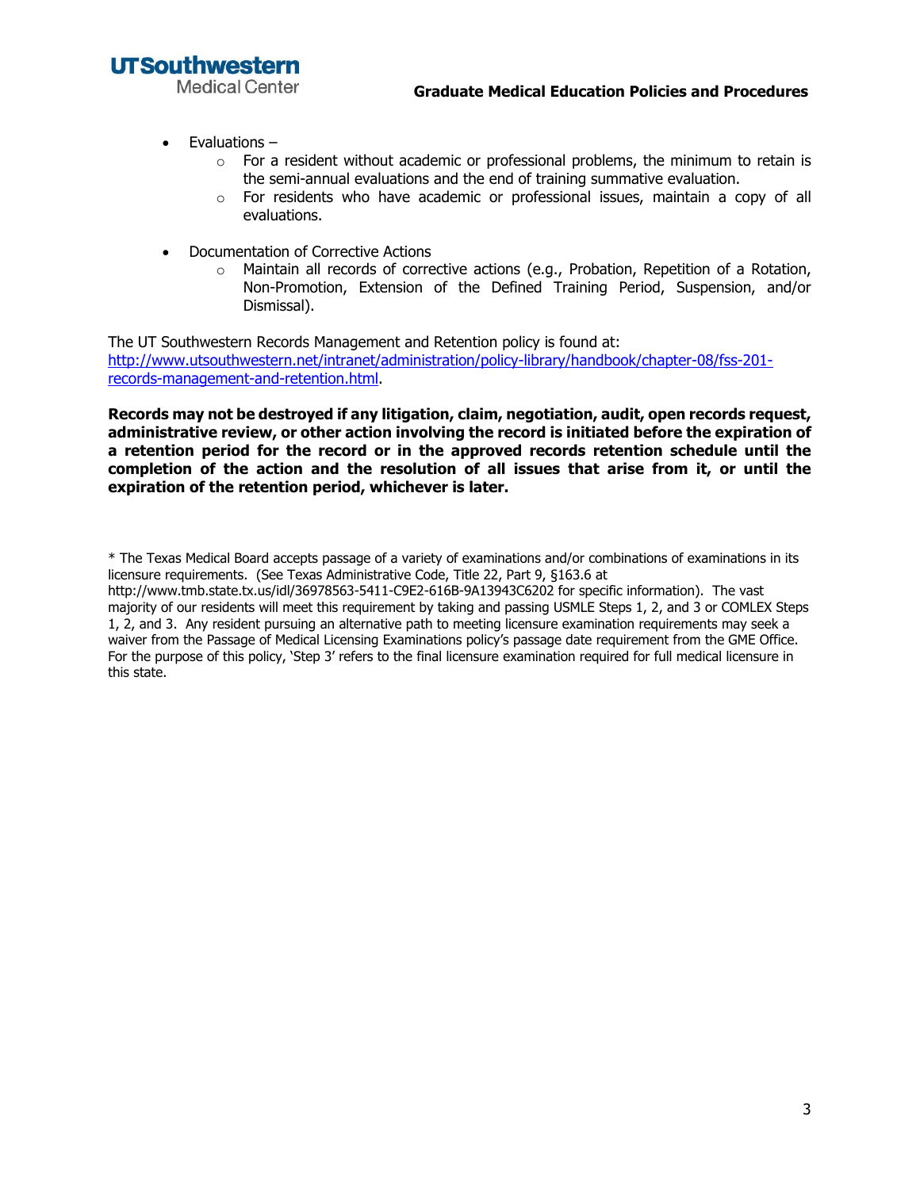- Evaluations –
    - For a resident without academic or professional problems, the minimum to retain is the semi-annual evaluations and the end of training summative evaluation.
    - For residents who have academic or professional issues, maintain a copy of all evaluations.

- Documentation of Corrective Actions
    - Maintain all records of corrective actions (e.g., Probation, Repetition of a Rotation, Non-Promotion, Extension of the Defined Training Period, Suspension, and/or Dismissal).

The UT Southwestern Records Management and Retention policy is found at: [http://www.utsouthwestern.net/intranet/administration/policy-library/handbook/chapter-08/fss-201-records-management-and-retention.html](http://www.utsouthwestern.net/intranet/administration/policy-library/handbook/chapter-08/fss-201-records-management-and-retention.html).

**Records may not be destroyed if any litigation, claim, negotiation, audit, open records request, administrative review, or other action involving the record is initiated before the expiration of a retention period for the record or in the approved records retention schedule until the completion of the action and the resolution of all issues that arise from it, or until the expiration of the retention period, whichever is later.**

* The Texas Medical Board accepts passage of a variety of examinations and/or combinations of examinations in its licensure requirements. (See Texas Administrative Code, Title 22, Part 9, §163.6 at http://www.tmb.state.tx.us/idl/36978563-5411-C9E2-616B-9A13943C6202 for specific information). The vast majority of our residents will meet this requirement by taking and passing USMLE Steps 1, 2, and 3 or COMLEX Steps 1, 2, and 3. Any resident pursuing an alternative path to meeting licensure examination requirements may seek a waiver from the Passage of Medical Licensing Examinations policy's passage date requirement from the GME Office. For the purpose of this policy, 'Step 3' refers to the final licensure examination required for full medical licensure in this state.